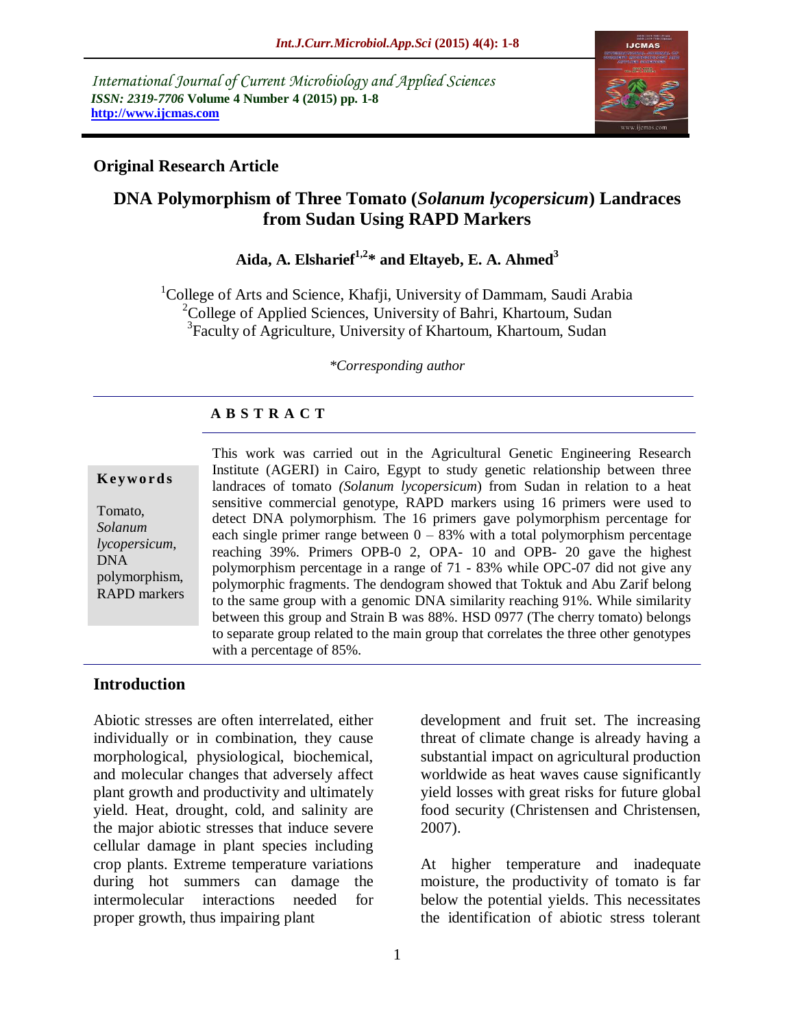International Journal of Current Microbiology and Applied Sciences
*ISSN: 2319-7706* **Volume 4 Number 4 (2015) pp. 1-8**
**http://www.ijcmas.com**

**Original Research Article**

# DNA Polymorphism of Three Tomato (*Solanum lycopersicum*) Landraces from Sudan Using RAPD Markers

**Aida, A. Elsharief[1,2]* and Eltayeb, E. A. Ahmed[3]**

[1]College of Arts and Science, Khafji, University of Dammam, Saudi Arabia
[2]College of Applied Sciences, University of Bahri, Khartoum, Sudan
[3]Faculty of Agriculture, University of Khartoum, Khartoum, Sudan

*\*Corresponding author*

**A B S T R A C T**

**Keywords**

Tomato, *Solanum lycopersicum*, DNA polymorphism, RAPD markers

This work was carried out in the Agricultural Genetic Engineering Research Institute (AGERI) in Cairo, Egypt to study genetic relationship between three landraces of tomato *(Solanum lycopersicum*) from Sudan in relation to a heat sensitive commercial genotype, RAPD markers using 16 primers were used to detect DNA polymorphism. The 16 primers gave polymorphism percentage for each single primer range between 0 – 83% with a total polymorphism percentage reaching 39%. Primers OPB-0 2, OPA- 10 and OPB- 20 gave the highest polymorphism percentage in a range of 71 - 83% while OPC-07 did not give any polymorphic fragments. The dendogram showed that Toktuk and Abu Zarif belong to the same group with a genomic DNA similarity reaching 91%. While similarity between this group and Strain B was 88%. HSD 0977 (The cherry tomato) belongs to separate group related to the main group that correlates the three other genotypes with a percentage of 85%.

## Introduction

Abiotic stresses are often interrelated, either individually or in combination, they cause morphological, physiological, biochemical, and molecular changes that adversely affect plant growth and productivity and ultimately yield. Heat, drought, cold, and salinity are the major abiotic stresses that induce severe cellular damage in plant species including crop plants. Extreme temperature variations during hot summers can damage the intermolecular interactions needed for proper growth, thus impairing plant development and fruit set. The increasing threat of climate change is already having a substantial impact on agricultural production worldwide as heat waves cause significantly yield losses with great risks for future global food security (Christensen and Christensen, 2007).

At higher temperature and inadequate moisture, the productivity of tomato is far below the potential yields. This necessitates the identification of abiotic stress tolerant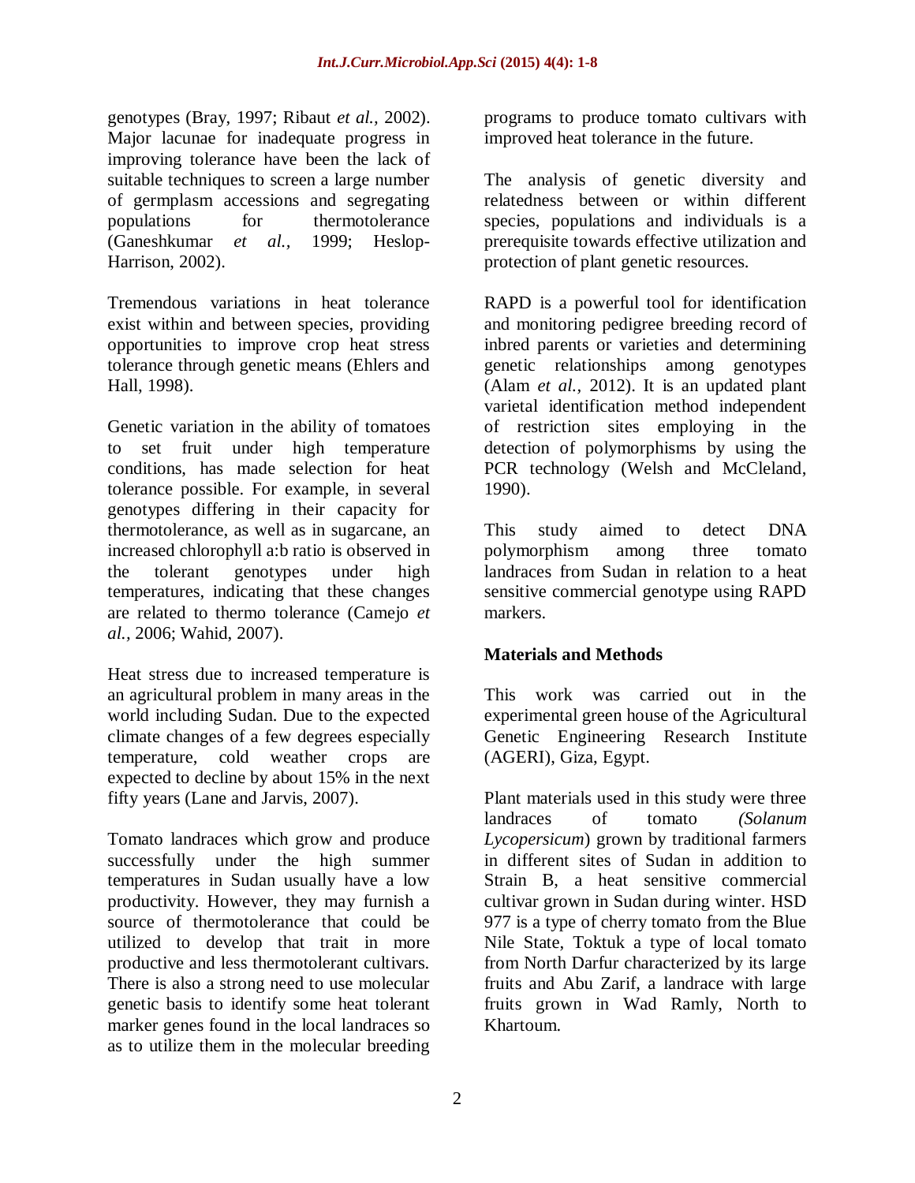genotypes (Bray, 1997; Ribaut *et al.,* 2002). Major lacunae for inadequate progress in improving tolerance have been the lack of suitable techniques to screen a large number of germplasm accessions and segregating populations for thermotolerance (Ganeshkumar *et al.,* 1999; Heslop-Harrison, 2002).

Tremendous variations in heat tolerance exist within and between species, providing opportunities to improve crop heat stress tolerance through genetic means (Ehlers and Hall, 1998).

Genetic variation in the ability of tomatoes to set fruit under high temperature conditions, has made selection for heat tolerance possible. For example, in several genotypes differing in their capacity for thermotolerance, as well as in sugarcane, an increased chlorophyll a:b ratio is observed in the tolerant genotypes under high temperatures, indicating that these changes are related to thermo tolerance (Camejo *et al.,* 2006; Wahid, 2007).

Heat stress due to increased temperature is an agricultural problem in many areas in the world including Sudan. Due to the expected climate changes of a few degrees especially temperature, cold weather crops are expected to decline by about 15% in the next fifty years (Lane and Jarvis, 2007).

Tomato landraces which grow and produce successfully under the high summer temperatures in Sudan usually have a low productivity. However, they may furnish a source of thermotolerance that could be utilized to develop that trait in more productive and less thermotolerant cultivars. There is also a strong need to use molecular genetic basis to identify some heat tolerant marker genes found in the local landraces so as to utilize them in the molecular breeding programs to produce tomato cultivars with improved heat tolerance in the future.

The analysis of genetic diversity and relatedness between or within different species, populations and individuals is a prerequisite towards effective utilization and protection of plant genetic resources.

RAPD is a powerful tool for identification and monitoring pedigree breeding record of inbred parents or varieties and determining genetic relationships among genotypes (Alam *et al.,* 2012). It is an updated plant varietal identification method independent of restriction sites employing in the detection of polymorphisms by using the PCR technology (Welsh and McCleland, 1990).

This study aimed to detect DNA polymorphism among three tomato landraces from Sudan in relation to a heat sensitive commercial genotype using RAPD markers.

## Materials and Methods

This work was carried out in the experimental green house of the Agricultural Genetic Engineering Research Institute (AGERI), Giza, Egypt.

Plant materials used in this study were three landraces of tomato *(Solanum Lycopersicum*) grown by traditional farmers in different sites of Sudan in addition to Strain B, a heat sensitive commercial cultivar grown in Sudan during winter. HSD 977 is a type of cherry tomato from the Blue Nile State, Toktuk a type of local tomato from North Darfur characterized by its large fruits and Abu Zarif, a landrace with large fruits grown in Wad Ramly, North to Khartoum.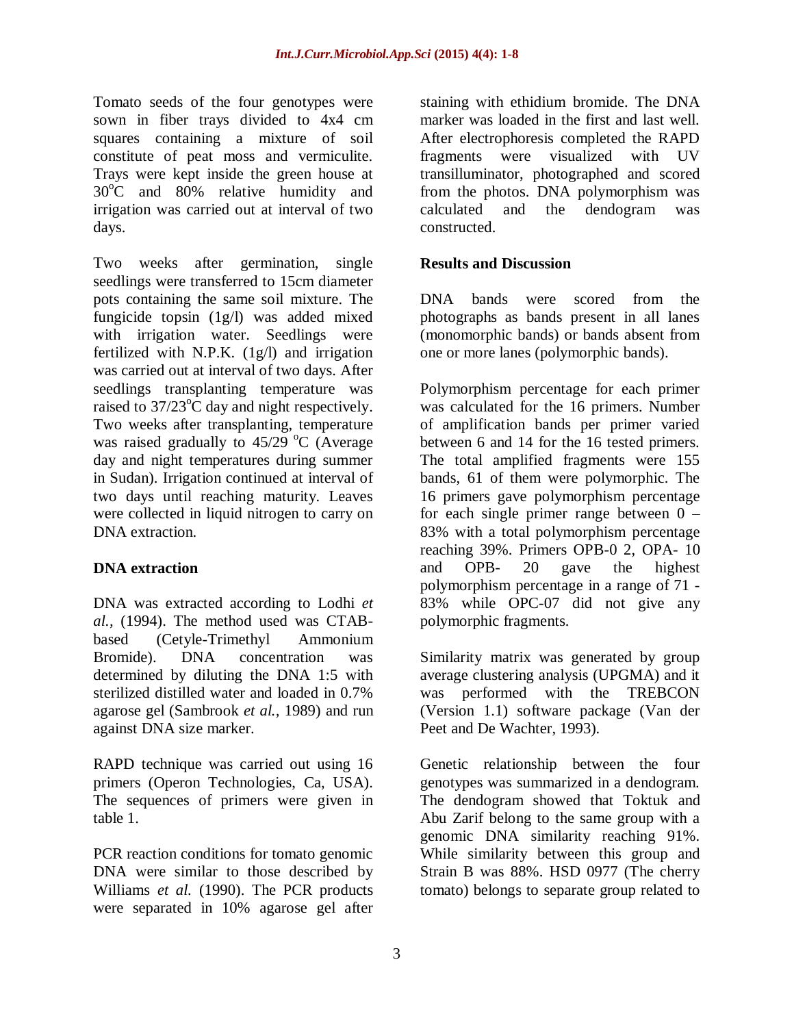Tomato seeds of the four genotypes were sown in fiber trays divided to 4x4 cm squares containing a mixture of soil constitute of peat moss and vermiculite. Trays were kept inside the green house at 30°C and 80% relative humidity and irrigation was carried out at interval of two days.

Two weeks after germination, single seedlings were transferred to 15cm diameter pots containing the same soil mixture. The fungicide topsin (1g/l) was added mixed with irrigation water. Seedlings were fertilized with N.P.K. (1g/l) and irrigation was carried out at interval of two days. After seedlings transplanting temperature was raised to 37/23°C day and night respectively. Two weeks after transplanting, temperature was raised gradually to 45/29 °C (Average day and night temperatures during summer in Sudan). Irrigation continued at interval of two days until reaching maturity. Leaves were collected in liquid nitrogen to carry on DNA extraction.

## DNA extraction

DNA was extracted according to Lodhi *et al.,* (1994). The method used was CTAB-based (Cetyle-Trimethyl Ammonium Bromide). DNA concentration was determined by diluting the DNA 1:5 with sterilized distilled water and loaded in 0.7% agarose gel (Sambrook *et al.,* 1989) and run against DNA size marker.

RAPD technique was carried out using 16 primers (Operon Technologies, Ca, USA). The sequences of primers were given in table 1.

PCR reaction conditions for tomato genomic DNA were similar to those described by Williams *et al.* (1990). The PCR products were separated in 10% agarose gel after staining with ethidium bromide. The DNA marker was loaded in the first and last well. After electrophoresis completed the RAPD fragments were visualized with UV transilluminator, photographed and scored from the photos. DNA polymorphism was calculated and the dendogram was constructed.

## Results and Discussion

DNA bands were scored from the photographs as bands present in all lanes (monomorphic bands) or bands absent from one or more lanes (polymorphic bands).

Polymorphism percentage for each primer was calculated for the 16 primers. Number of amplification bands per primer varied between 6 and 14 for the 16 tested primers. The total amplified fragments were 155 bands, 61 of them were polymorphic. The 16 primers gave polymorphism percentage for each single primer range between 0 – 83% with a total polymorphism percentage reaching 39%. Primers OPB-0 2, OPA- 10 and OPB- 20 gave the highest polymorphism percentage in a range of 71 - 83% while OPC-07 did not give any polymorphic fragments.

Similarity matrix was generated by group average clustering analysis (UPGMA) and it was performed with the TREBCON (Version 1.1) software package (Van der Peet and De Wachter, 1993).

Genetic relationship between the four genotypes was summarized in a dendogram. The dendogram showed that Toktuk and Abu Zarif belong to the same group with a genomic DNA similarity reaching 91%. While similarity between this group and Strain B was 88%. HSD 0977 (The cherry tomato) belongs to separate group related to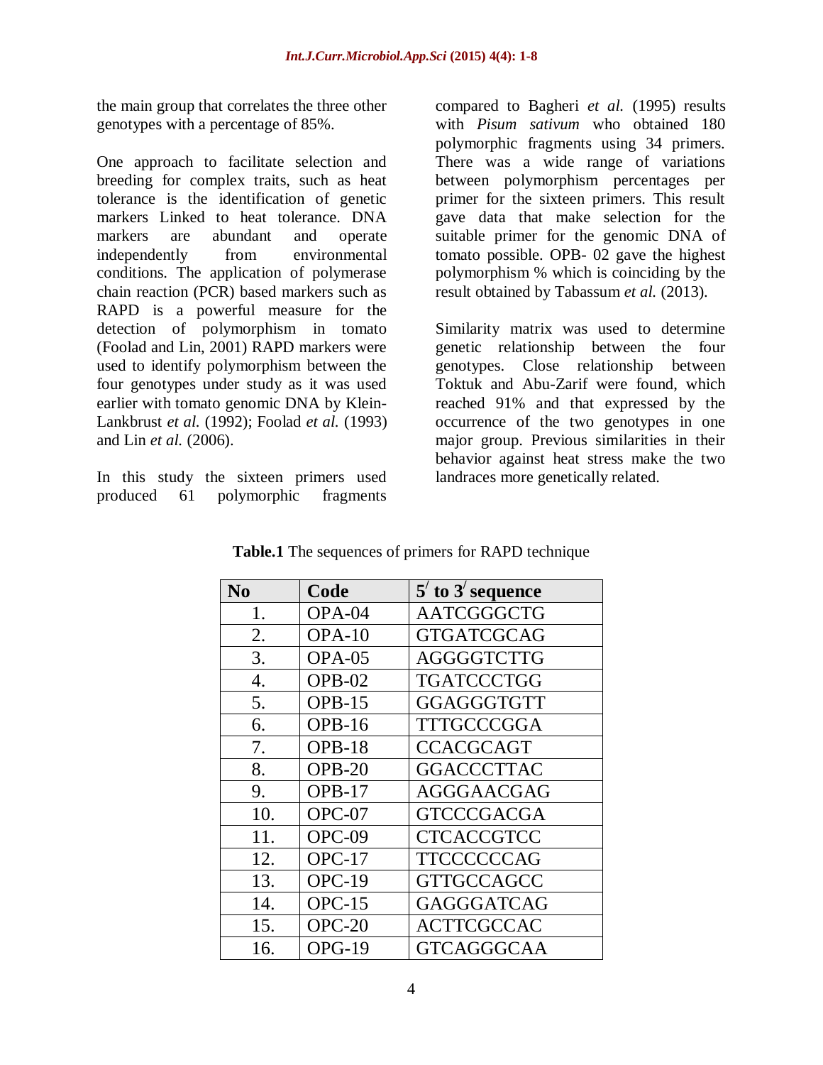the main group that correlates the three other genotypes with a percentage of 85%.

One approach to facilitate selection and breeding for complex traits, such as heat tolerance is the identification of genetic markers Linked to heat tolerance. DNA markers are abundant and operate independently from environmental conditions. The application of polymerase chain reaction (PCR) based markers such as RAPD is a powerful measure for the detection of polymorphism in tomato (Foolad and Lin, 2001) RAPD markers were used to identify polymorphism between the four genotypes under study as it was used earlier with tomato genomic DNA by Klein-Lankbrust *et al.* (1992); Foolad *et al.* (1993) and Lin *et al.* (2006).

In this study the sixteen primers used produced 61 polymorphic fragments compared to Bagheri *et al.* (1995) results with *Pisum sativum* who obtained 180 polymorphic fragments using 34 primers. There was a wide range of variations between polymorphism percentages per primer for the sixteen primers. This result gave data that make selection for the suitable primer for the genomic DNA of tomato possible. OPB- 02 gave the highest polymorphism % which is coinciding by the result obtained by Tabassum *et al.* (2013).

Similarity matrix was used to determine genetic relationship between the four genotypes. Close relationship between Toktuk and Abu-Zarif were found, which reached 91% and that expressed by the occurrence of the two genotypes in one major group. Previous similarities in their behavior against heat stress make the two landraces more genetically related.

**Table.1** The sequences of primers for RAPD technique

| No | Code | $5^{/}$ to $3^{/}$ sequence |
|---|---|---|
| 1. | OPA-04 | AATCGGGCTG |
| 2. | OPA-10 | GTGATCGCAG |
| 3. | OPA-05 | AGGGGTCTTG |
| 4. | OPB-02 | TGATCCCTGG |
| 5. | OPB-15 | GGAGGGTGTT |
| 6. | OPB-16 | TTTGCCCGGA |
| 7. | OPB-18 | CCACGCAGT |
| 8. | OPB-20 | GGACCCTTAC |
| 9. | OPB-17 | AGGGAACGAG |
| 10. | OPC-07 | GTCCCGACGA |
| 11. | OPC-09 | CTCACCGTCC |
| 12. | OPC-17 | TTCCCCCCAG |
| 13. | OPC-19 | GTTGCCAGCC |
| 14. | OPC-15 | GAGGGATCAG |
| 15. | OPC-20 | ACTTCGCCAC |
| 16. | OPG-19 | GTCAGGGCAA |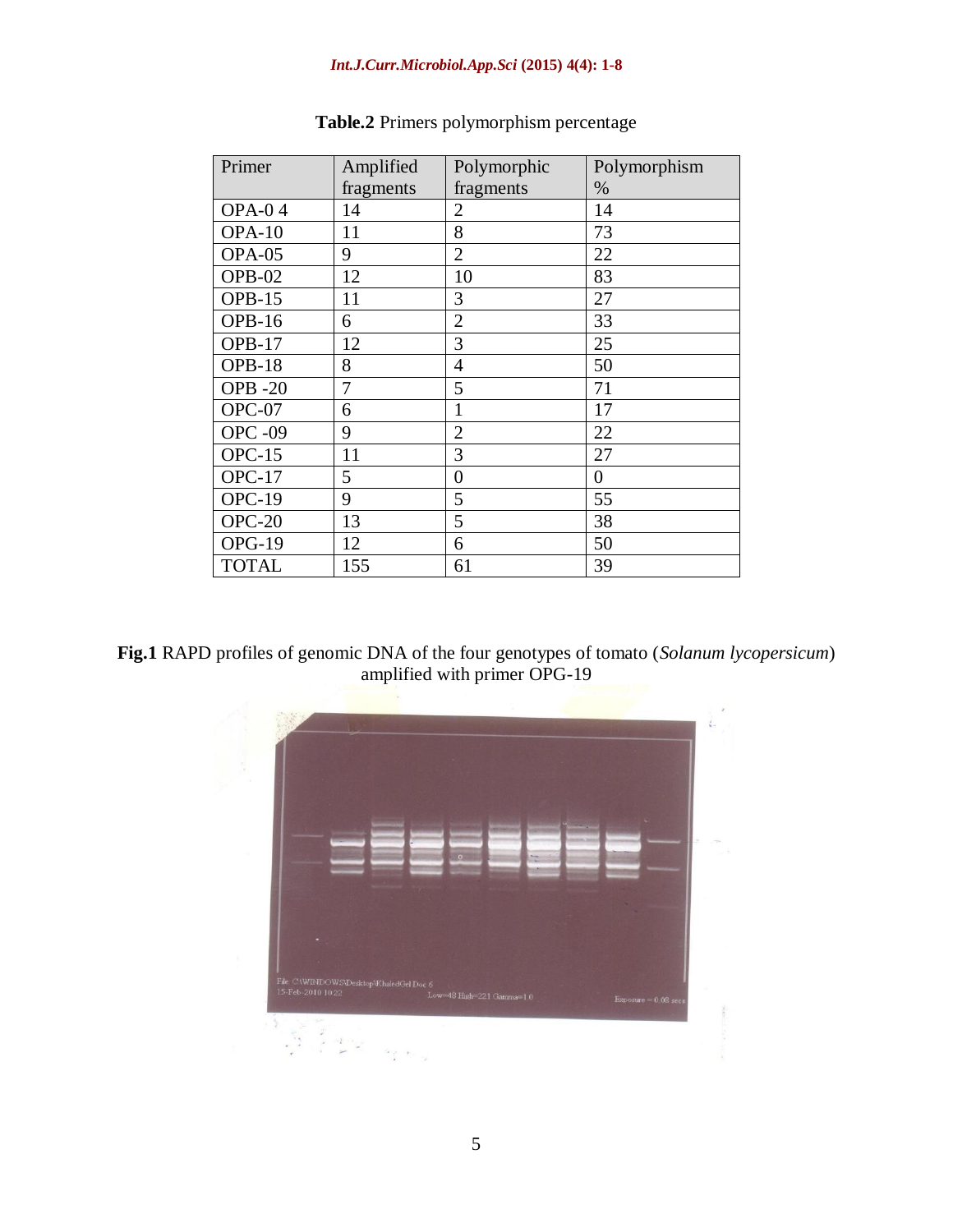**Table.2** Primers polymorphism percentage

| Primer | Amplified fragments | Polymorphic fragments | Polymorphism % |
|---|---|---|---|
| OPA-0 4 | 14 | 2 | 14 |
| OPA-10 | 11 | 8 | 73 |
| OPA-05 | 9 | 2 | 22 |
| OPB-02 | 12 | 10 | 83 |
| OPB-15 | 11 | 3 | 27 |
| OPB-16 | 6 | 2 | 33 |
| OPB-17 | 12 | 3 | 25 |
| OPB-18 | 8 | 4 | 50 |
| OPB -20 | 7 | 5 | 71 |
| OPC-07 | 6 | 1 | 17 |
| OPC -09 | 9 | 2 | 22 |
| OPC-15 | 11 | 3 | 27 |
| OPC-17 | 5 | 0 | 0 |
| OPC-19 | 9 | 5 | 55 |
| OPC-20 | 13 | 5 | 38 |
| OPG-19 | 12 | 6 | 50 |
| TOTAL | 155 | 61 | 39 |

**Fig.1** RAPD profiles of genomic DNA of the four genotypes of tomato (*Solanum lycopersicum*) amplified with primer OPG-19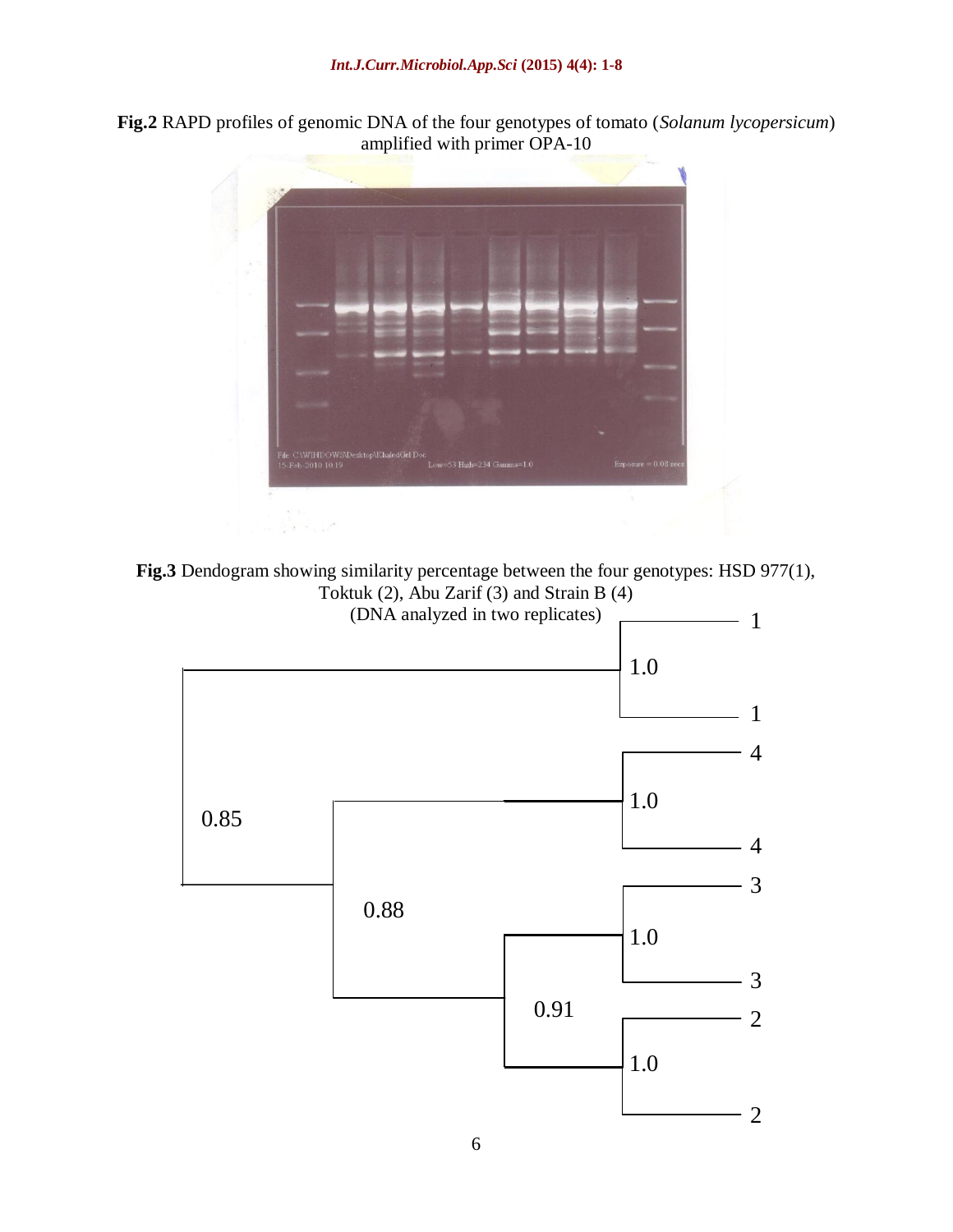**Fig.2** RAPD profiles of genomic DNA of the four genotypes of tomato (*Solanum lycopersicum*) amplified with primer OPA-10

**Fig.3** Dendogram showing similarity percentage between the four genotypes: HSD 977(1), Toktuk (2), Abu Zarif (3) and Strain B (4)
(DNA analyzed in two replicates)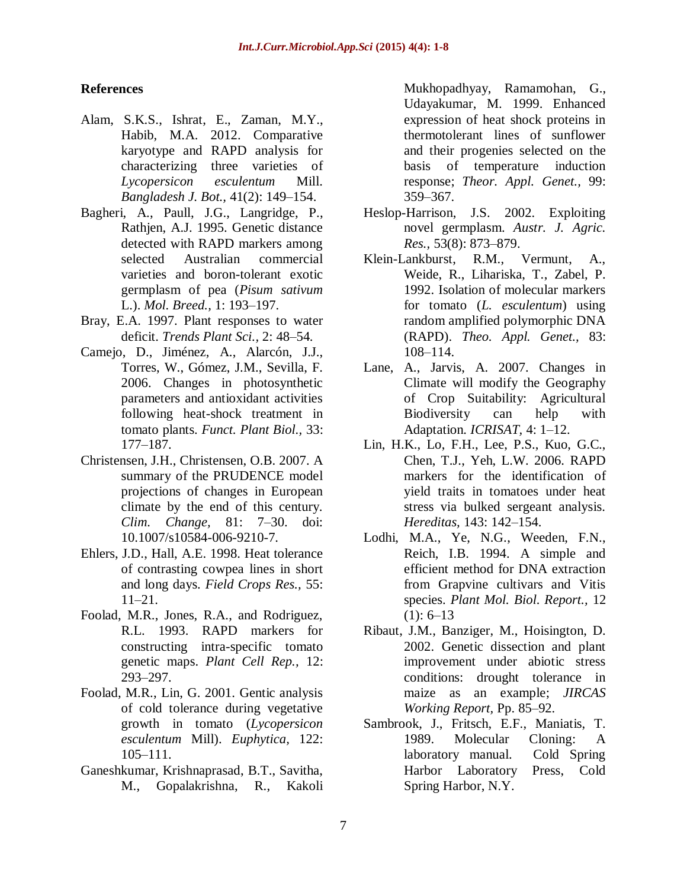## References

Alam, S.K.S., Ishrat, E., Zaman, M.Y., Habib, M.A. 2012. Comparative karyotype and RAPD analysis for characterizing three varieties of *Lycopersicon esculentum* Mill. *Bangladesh J. Bot.,* 41(2): 149–154.

Bagheri, A., Paull, J.G., Langridge, P., Rathjen, A.J. 1995. Genetic distance detected with RAPD markers among selected Australian commercial varieties and boron-tolerant exotic germplasm of pea (*Pisum sativum* L.). *Mol. Breed.,* 1: 193–197.

Bray, E.A. 1997. Plant responses to water deficit. *Trends Plant Sci.,* 2: 48–54.

Camejo, D., Jiménez, A., Alarcón, J.J., Torres, W., Gómez, J.M., Sevilla, F. 2006. Changes in photosynthetic parameters and antioxidant activities following heat-shock treatment in tomato plants. *Funct. Plant Biol.,* 33: 177–187.

Christensen, J.H., Christensen, O.B. 2007. A summary of the PRUDENCE model projections of changes in European climate by the end of this century. *Clim. Change,* 81: 7–30. doi: 10.1007/s10584-006-9210-7.

Ehlers, J.D., Hall, A.E. 1998. Heat tolerance of contrasting cowpea lines in short and long days. *Field Crops Res.,* 55: 11–21.

Foolad, M.R., Jones, R.A., and Rodriguez, R.L. 1993. RAPD markers for constructing intra-specific tomato genetic maps. *Plant Cell Rep.,* 12: 293–297.

Foolad, M.R., Lin, G. 2001. Gentic analysis of cold tolerance during vegetative growth in tomato (*Lycopersicon esculentum* Mill). *Euphytica,* 122: 105–111.

Ganeshkumar, Krishnaprasad, B.T., Savitha, M., Gopalakrishna, R., Kakoli Mukhopadhyay, Ramamohan, G., Udayakumar, M. 1999. Enhanced expression of heat shock proteins in thermotolerant lines of sunflower and their progenies selected on the basis of temperature induction response; *Theor. Appl. Genet.,* 99: 359–367.

Heslop-Harrison, J.S. 2002. Exploiting novel germplasm. *Austr. J. Agric. Res.,* 53(8): 873–879.

Klein-Lankburst, R.M., Vermunt, A., Weide, R., Lihariska, T., Zabel, P. 1992. Isolation of molecular markers for tomato (*L. esculentum*) using random amplified polymorphic DNA (RAPD). *Theo. Appl. Genet.,* 83: 108–114.

Lane, A., Jarvis, A. 2007. Changes in Climate will modify the Geography of Crop Suitability: Agricultural Biodiversity can help with Adaptation. *ICRISAT,* 4: 1–12.

Lin, H.K., Lo, F.H., Lee, P.S., Kuo, G.C., Chen, T.J., Yeh, L.W. 2006. RAPD markers for the identification of yield traits in tomatoes under heat stress via bulked sergeant analysis. *Hereditas,* 143: 142–154.

Lodhi, M.A., Ye, N.G., Weeden, F.N., Reich, I.B. 1994. A simple and efficient method for DNA extraction from Grapvine cultivars and Vitis species. *Plant Mol. Biol. Report.,* 12 (1): 6–13

Ribaut, J.M., Banziger, M., Hoisington, D. 2002. Genetic dissection and plant improvement under abiotic stress conditions: drought tolerance in maize as an example; *JIRCAS Working Report,* Pp. 85–92.

Sambrook, J., Fritsch, E.F., Maniatis, T. 1989. Molecular Cloning: A laboratory manual. Cold Spring Harbor Laboratory Press, Cold Spring Harbor, N.Y.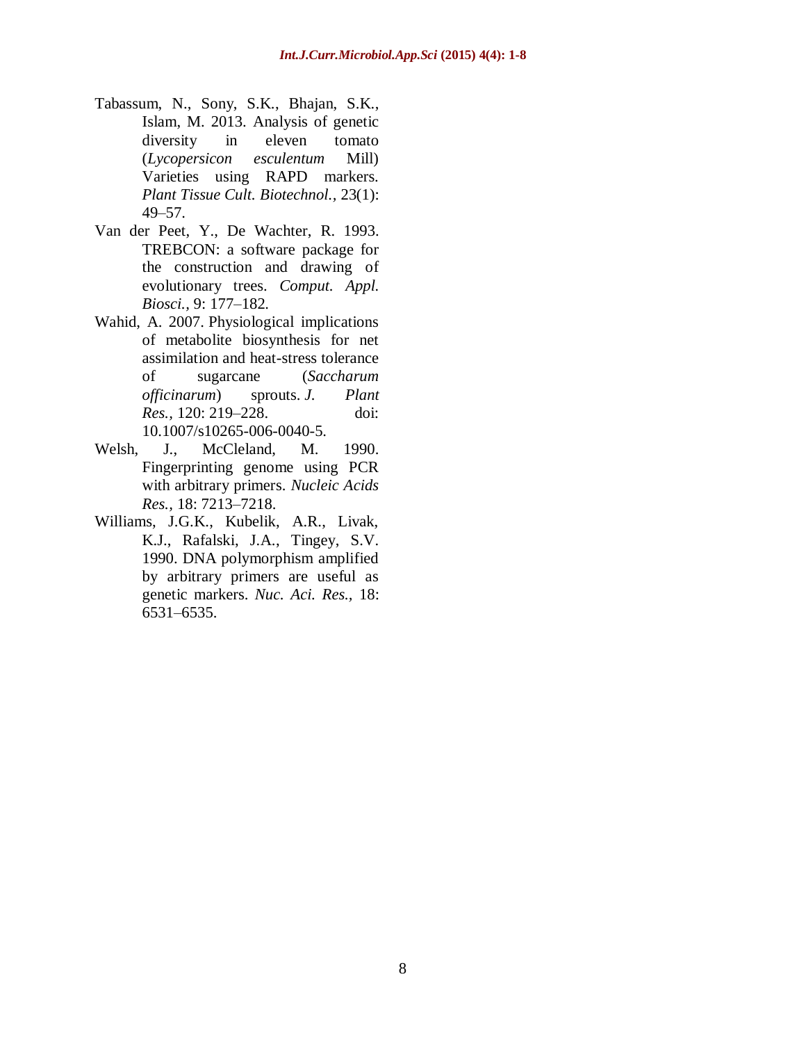Tabassum, N., Sony, S.K., Bhajan, S.K., Islam, M. 2013. Analysis of genetic diversity in eleven tomato (*Lycopersicon esculentum* Mill) Varieties using RAPD markers. *Plant Tissue Cult. Biotechnol.,* 23(1): 49–57.

Van der Peet, Y., De Wachter, R. 1993. TREBCON: a software package for the construction and drawing of evolutionary trees. *Comput. Appl. Biosci.,* 9: 177–182.

Wahid, A. 2007. Physiological implications of metabolite biosynthesis for net assimilation and heat-stress tolerance of sugarcane (*Saccharum officinarum*) sprouts. *J. Plant Res.,* 120: 219–228. doi: 10.1007/s10265-006-0040-5.

Welsh, J., McCleland, M. 1990. Fingerprinting genome using PCR with arbitrary primers. *Nucleic Acids Res.,* 18: 7213–7218.

Williams, J.G.K., Kubelik, A.R., Livak, K.J., Rafalski, J.A., Tingey, S.V. 1990. DNA polymorphism amplified by arbitrary primers are useful as genetic markers. *Nuc. Aci. Res.,* 18: 6531–6535.